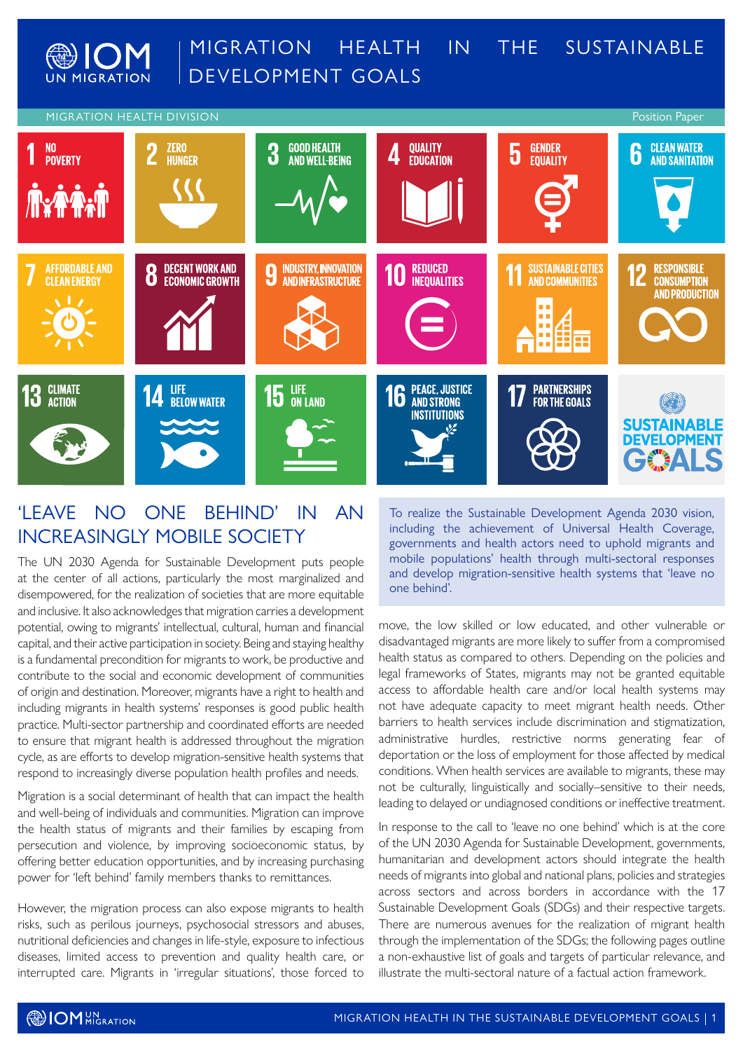# MIGRATION HEALTH IN THE SUSTAINABLE DEVELOPMENT GOALS

MIGRATION HEALTH DIVISION

Position Paper

1 NO POVERTY
2 ZERO HUNGER
3 GOOD HEALTH AND WELL-BEING
4 QUALITY EDUCATION
5 GENDER EQUALITY
6 CLEAN WATER AND SANITATION
7 AFFORDABLE AND CLEAN ENERGY
8 DECENT WORK AND ECONOMIC GROWTH
9 INDUSTRY, INNOVATION AND INFRASTRUCTURE
10 REDUCED INEQUALITIES
11 SUSTAINABLE CITIES AND COMMUNITIES
12 RESPONSIBLE CONSUMPTION AND PRODUCTION
13 CLIMATE ACTION
14 LIFE BELOW WATER
15 LIFE ON LAND
16 PEACE, JUSTICE AND STRONG INSTITUTIONS
17 PARTNERSHIPS FOR THE GOALS

SUSTAINABLE DEVELOPMENT GOALS

## 'LEAVE NO ONE BEHIND' IN AN INCREASINGLY MOBILE SOCIETY

> To realize the Sustainable Development Agenda 2030 vision, including the achievement of Universal Health Coverage, governments and health actors need to uphold migrants and mobile populations' health through multi-sectoral responses and develop migration-sensitive health systems that 'leave no one behind'.

The UN 2030 Agenda for Sustainable Development puts people at the center of all actions, particularly the most marginalized and disempowered, for the realization of societies that are more equitable and inclusive. It also acknowledges that migration carries a development potential, owing to migrants' intellectual, cultural, human and financial capital, and their active participation in society. Being and staying healthy is a fundamental precondition for migrants to work, be productive and contribute to the social and economic development of communities of origin and destination. Moreover, migrants have a right to health and including migrants in health systems' responses is good public health practice. Multi-sector partnership and coordinated efforts are needed to ensure that migrant health is addressed throughout the migration cycle, as are efforts to develop migration-sensitive health systems that respond to increasingly diverse population health profiles and needs.

Migration is a social determinant of health that can impact the health and well-being of individuals and communities. Migration can improve the health status of migrants and their families by escaping from persecution and violence, by improving socioeconomic status, by offering better education opportunities, and by increasing purchasing power for 'left behind' family members thanks to remittances.

However, the migration process can also expose migrants to health risks, such as perilous journeys, psychosocial stressors and abuses, nutritional deficiencies and changes in life-style, exposure to infectious diseases, limited access to prevention and quality health care, or interrupted care. Migrants in 'irregular situations', those forced to move, the low skilled or low educated, and other vulnerable or disadvantaged migrants are more likely to suffer from a compromised health status as compared to others. Depending on the policies and legal frameworks of States, migrants may not be granted equitable access to affordable health care and/or local health systems may not have adequate capacity to meet migrant health needs. Other barriers to health services include discrimination and stigmatization, administrative hurdles, restrictive norms generating fear of deportation or the loss of employment for those affected by medical conditions. When health services are available to migrants, these may not be culturally, linguistically and socially–sensitive to their needs, leading to delayed or undiagnosed conditions or ineffective treatment.

In response to the call to 'leave no one behind' which is at the core of the UN 2030 Agenda for Sustainable Development, governments, humanitarian and development actors should integrate the health needs of migrants into global and national plans, policies and strategies across sectors and across borders in accordance with the 17 Sustainable Development Goals (SDGs) and their respective targets. There are numerous avenues for the realization of migrant health through the implementation of the SDGs; the following pages outline a non-exhaustive list of goals and targets of particular relevance, and illustrate the multi-sectoral nature of a factual action framework.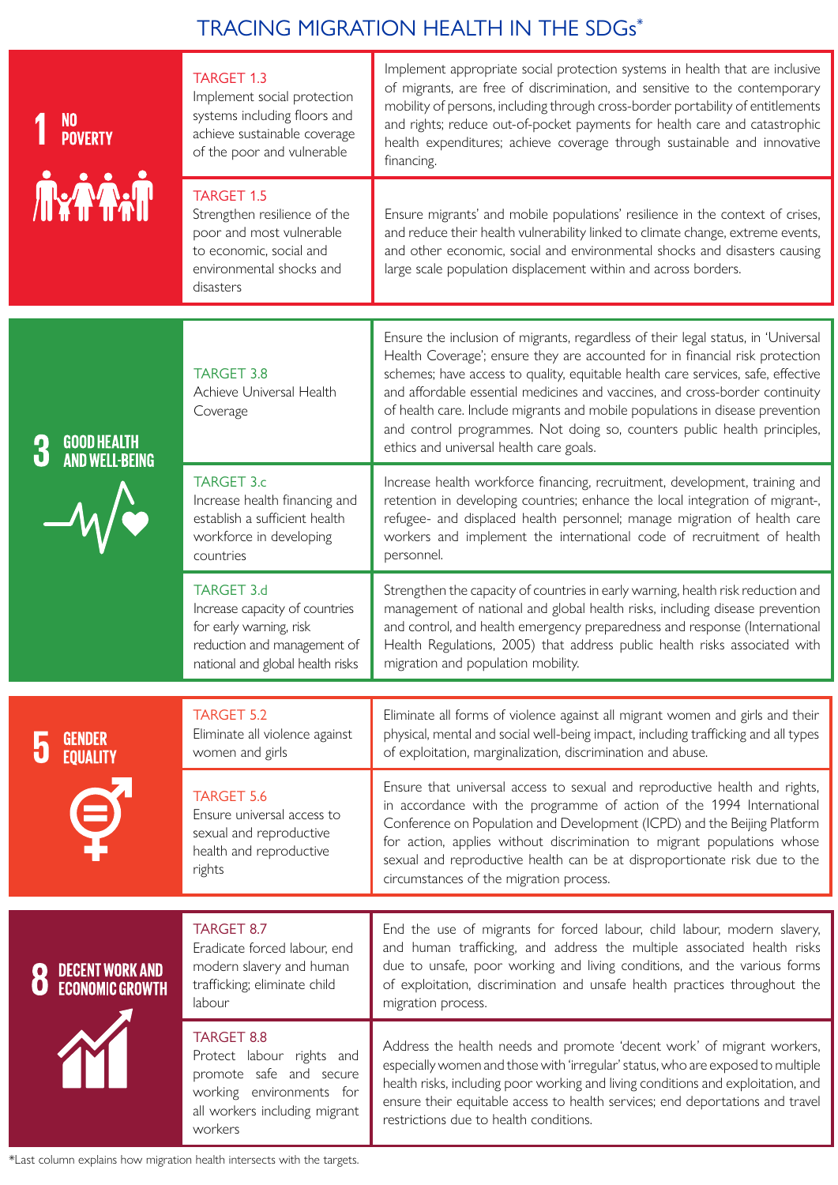# TRACING MIGRATION HEALTH IN THE SDGs*

| SDG | Target | How migration health intersects with the target |
| --- | --- | --- |
| 1 NO POVERTY | TARGET 1.3<br>Implement social protection systems including floors and achieve sustainable coverage of the poor and vulnerable | Implement appropriate social protection systems in health that are inclusive of migrants, are free of discrimination, and sensitive to the contemporary mobility of persons, including through cross-border portability of entitlements and rights; reduce out-of-pocket payments for health care and catastrophic health expenditures; achieve coverage through sustainable and innovative financing. |
| | TARGET 1.5<br>Strengthen resilience of the poor and most vulnerable to economic, social and environmental shocks and disasters | Ensure migrants' and mobile populations' resilience in the context of crises, and reduce their health vulnerability linked to climate change, extreme events, and other economic, social and environmental shocks and disasters causing large scale population displacement within and across borders. |
| 3 GOOD HEALTH AND WELL-BEING | TARGET 3.8<br>Achieve Universal Health Coverage | Ensure the inclusion of migrants, regardless of their legal status, in 'Universal Health Coverage'; ensure they are accounted for in financial risk protection schemes; have access to quality, equitable health care services, safe, effective and affordable essential medicines and vaccines, and cross-border continuity of health care. Include migrants and mobile populations in disease prevention and control programmes. Not doing so, counters public health principles, ethics and universal health care goals. |
| | TARGET 3.c<br>Increase health financing and establish a sufficient health workforce in developing countries | Increase health workforce financing, recruitment, development, training and retention in developing countries; enhance the local integration of migrant-, refugee- and displaced health personnel; manage migration of health care workers and implement the international code of recruitment of health personnel. |
| | TARGET 3.d<br>Increase capacity of countries for early warning, risk reduction and management of national and global health risks | Strengthen the capacity of countries in early warning, health risk reduction and management of national and global health risks, including disease prevention and control, and health emergency preparedness and response (International Health Regulations, 2005) that address public health risks associated with migration and population mobility. |
| 5 GENDER EQUALITY | TARGET 5.2<br>Eliminate all violence against women and girls | Eliminate all forms of violence against all migrant women and girls and their physical, mental and social well-being impact, including trafficking and all types of exploitation, marginalization, discrimination and abuse. |
| | TARGET 5.6<br>Ensure universal access to sexual and reproductive health and reproductive rights | Ensure that universal access to sexual and reproductive health and rights, in accordance with the programme of action of the 1994 International Conference on Population and Development (ICPD) and the Beijing Platform for action, applies without discrimination to migrant populations whose sexual and reproductive health can be at disproportionate risk due to the circumstances of the migration process. |
| 8 DECENT WORK AND ECONOMIC GROWTH | TARGET 8.7<br>Eradicate forced labour, end modern slavery and human trafficking; eliminate child labour | End the use of migrants for forced labour, child labour, modern slavery, and human trafficking, and address the multiple associated health risks due to unsafe, poor working and living conditions, and the various forms of exploitation, discrimination and unsafe health practices throughout the migration process. |
| | TARGET 8.8<br>Protect labour rights and promote safe and secure working environments for all workers including migrant workers | Address the health needs and promote 'decent work' of migrant workers, especially women and those with 'irregular' status, who are exposed to multiple health risks, including poor working and living conditions and exploitation, and ensure their equitable access to health services; end deportations and travel restrictions due to health conditions. |

*Last column explains how migration health intersects with the targets.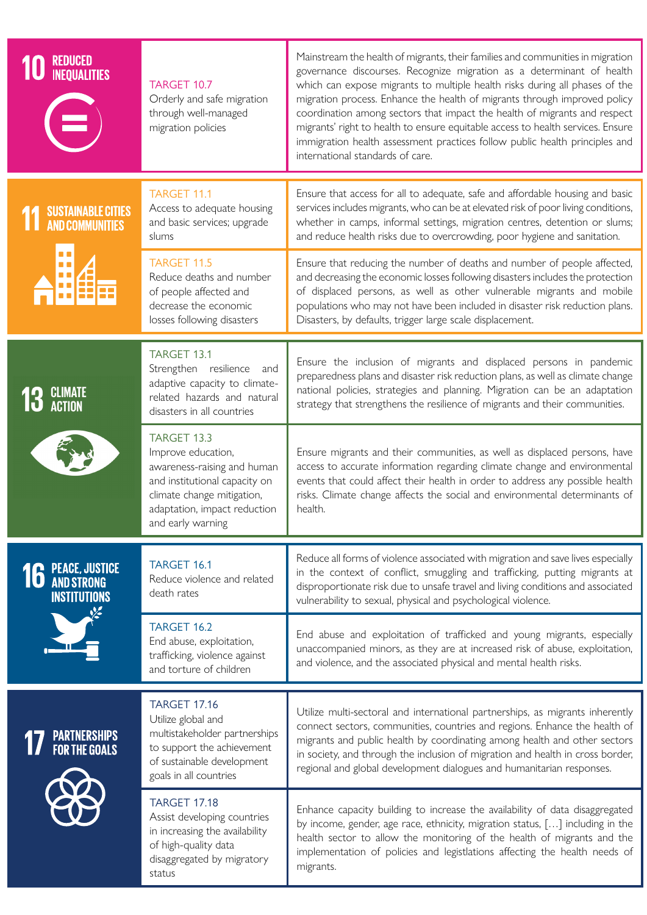| SDG | Target | Description |
|---|---|---|
| 10 REDUCED INEQUALITIES | TARGET 10.7<br>Orderly and safe migration through well-managed migration policies | Mainstream the health of migrants, their families and communities in migration governance discourses. Recognize migration as a determinant of health which can expose migrants to multiple health risks during all phases of the migration process. Enhance the health of migrants through improved policy coordination among sectors that impact the health of migrants and respect migrants' right to health to ensure equitable access to health services. Ensure immigration health assessment practices follow public health principles and international standards of care. |
| 11 SUSTAINABLE CITIES AND COMMUNITIES | TARGET 11.1<br>Access to adequate housing and basic services; upgrade slums | Ensure that access for all to adequate, safe and affordable housing and basic services includes migrants, who can be at elevated risk of poor living conditions, whether in camps, informal settings, migration centres, detention or slums; and reduce health risks due to overcrowding, poor hygiene and sanitation. |
| | TARGET 11.5<br>Reduce deaths and number of people affected and decrease the economic losses following disasters | Ensure that reducing the number of deaths and number of people affected, and decreasing the economic losses following disasters includes the protection of displaced persons, as well as other vulnerable migrants and mobile populations who may not have been included in disaster risk reduction plans. Disasters, by defaults, trigger large scale displacement. |
| 13 CLIMATE ACTION | TARGET 13.1<br>Strengthen resilience and adaptive capacity to climate-related hazards and natural disasters in all countries | Ensure the inclusion of migrants and displaced persons in pandemic preparedness plans and disaster risk reduction plans, as well as climate change national policies, strategies and planning. Migration can be an adaptation strategy that strengthens the resilience of migrants and their communities. |
| | TARGET 13.3<br>Improve education, awareness-raising and human and institutional capacity on climate change mitigation, adaptation, impact reduction and early warning | Ensure migrants and their communities, as well as displaced persons, have access to accurate information regarding climate change and environmental events that could affect their health in order to address any possible health risks. Climate change affects the social and environmental determinants of health. |
| 16 PEACE, JUSTICE AND STRONG INSTITUTIONS | TARGET 16.1<br>Reduce violence and related death rates | Reduce all forms of violence associated with migration and save lives especially in the context of conflict, smuggling and trafficking, putting migrants at disproportionate risk due to unsafe travel and living conditions and associated vulnerability to sexual, physical and psychological violence. |
| | TARGET 16.2<br>End abuse, exploitation, trafficking, violence against and torture of children | End abuse and exploitation of trafficked and young migrants, especially unaccompanied minors, as they are at increased risk of abuse, exploitation, and violence, and the associated physical and mental health risks. |
| 17 PARTNERSHIPS FOR THE GOALS | TARGET 17.16<br>Utilize global and multistakeholder partnerships to support the achievement of sustainable development goals in all countries | Utilize multi-sectoral and international partnerships, as migrants inherently connect sectors, communities, countries and regions. Enhance the health of migrants and public health by coordinating among health and other sectors in society, and through the inclusion of migration and health in cross border, regional and global development dialogues and humanitarian responses. |
| | TARGET 17.18<br>Assist developing countries in increasing the availability of high-quality data disaggregated by migratory status | Enhance capacity building to increase the availability of data disaggregated by income, gender, age race, ethnicity, migration status, […] including in the health sector to allow the monitoring of the health of migrants and the implementation of policies and legistlations affecting the health needs of migrants. |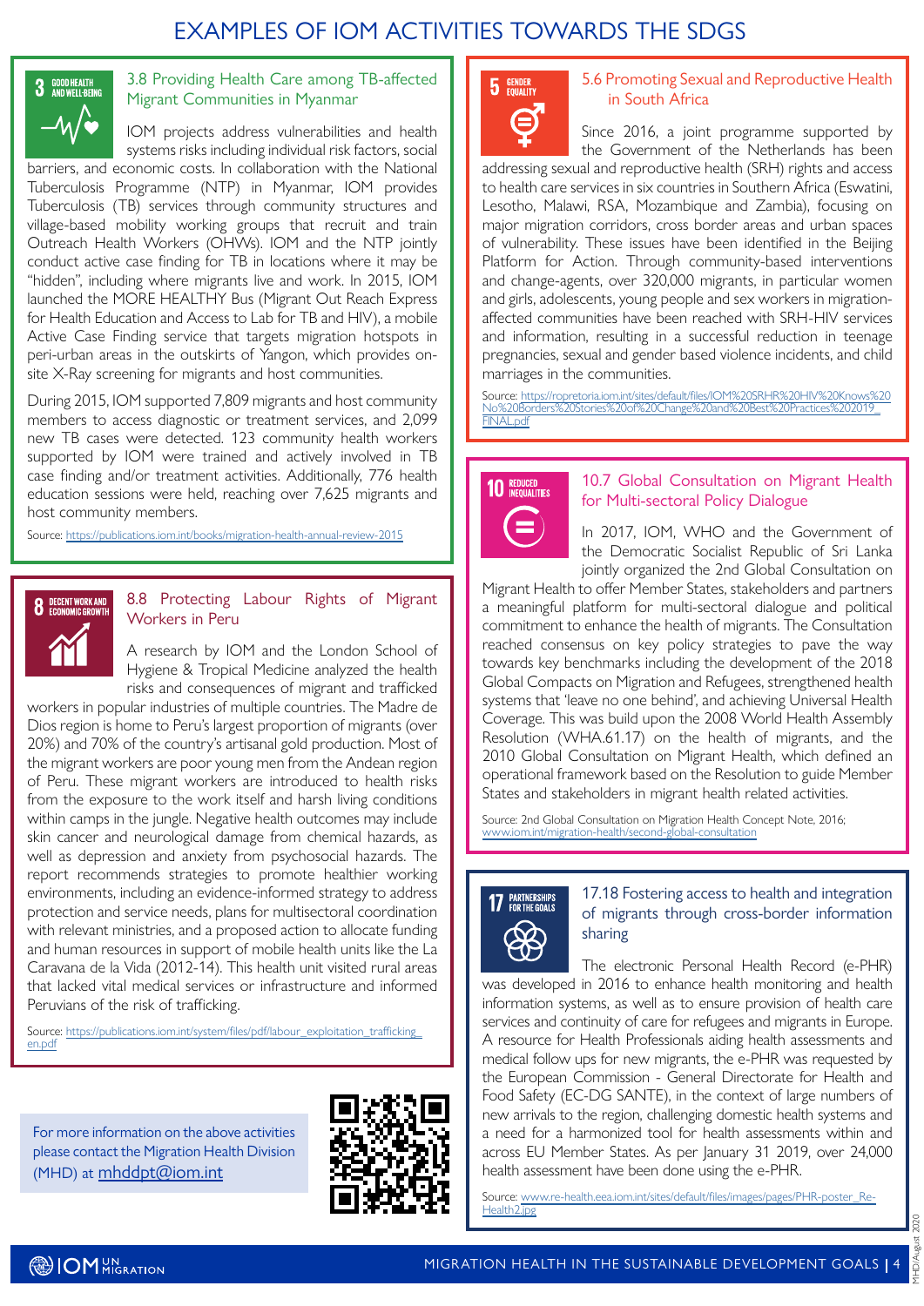# EXAMPLES OF IOM ACTIVITIES TOWARDS THE SDGS

## 3.8 Providing Health Care among TB-affected Migrant Communities in Myanmar

3 GOOD HEALTH AND WELL-BEING

IOM projects address vulnerabilities and health systems risks including individual risk factors, social barriers, and economic costs. In collaboration with the National Tuberculosis Programme (NTP) in Myanmar, IOM provides Tuberculosis (TB) services through community structures and village-based mobility working groups that recruit and train Outreach Health Workers (OHWs). IOM and the NTP jointly conduct active case finding for TB in locations where it may be "hidden", including where migrants live and work. In 2015, IOM launched the MORE HEALTHY Bus (Migrant Out Reach Express for Health Education and Access to Lab for TB and HIV), a mobile Active Case Finding service that targets migration hotspots in peri-urban areas in the outskirts of Yangon, which provides on-site X-Ray screening for migrants and host communities.

During 2015, IOM supported 7,809 migrants and host community members to access diagnostic or treatment services, and 2,099 new TB cases were detected. 123 community health workers supported by IOM were trained and actively involved in TB case finding and/or treatment activities. Additionally, 776 health education sessions were held, reaching over 7,625 migrants and host community members.

Source: https://publications.iom.int/books/migration-health-annual-review-2015

## 8.8 Protecting Labour Rights of Migrant Workers in Peru

8 DECENT WORK AND ECONOMIC GROWTH

A research by IOM and the London School of Hygiene & Tropical Medicine analyzed the health risks and consequences of migrant and trafficked workers in popular industries of multiple countries. The Madre de Dios region is home to Peru's largest proportion of migrants (over 20%) and 70% of the country's artisanal gold production. Most of the migrant workers are poor young men from the Andean region of Peru. These migrant workers are introduced to health risks from the exposure to the work itself and harsh living conditions within camps in the jungle. Negative health outcomes may include skin cancer and neurological damage from chemical hazards, as well as depression and anxiety from psychosocial hazards. The report recommends strategies to promote healthier working environments, including an evidence-informed strategy to address protection and service needs, plans for multisectoral coordination with relevant ministries, and a proposed action to allocate funding and human resources in support of mobile health units like the La Caravana de la Vida (2012-14). This health unit visited rural areas that lacked vital medical services or infrastructure and informed Peruvians of the risk of trafficking.

Source: https://publications.iom.int/system/files/pdf/labour_exploitation_trafficking_en.pdf

For more information on the above activities please contact the Migration Health Division (MHD) at mhddpt@iom.int

## 5.6 Promoting Sexual and Reproductive Health in South Africa

5 GENDER EQUALITY

Since 2016, a joint programme supported by the Government of the Netherlands has been addressing sexual and reproductive health (SRH) rights and access to health care services in six countries in Southern Africa (Eswatini, Lesotho, Malawi, RSA, Mozambique and Zambia), focusing on major migration corridors, cross border areas and urban spaces of vulnerability. These issues have been identified in the Beijing Platform for Action. Through community-based interventions and change-agents, over 320,000 migrants, in particular women and girls, adolescents, young people and sex workers in migration-affected communities have been reached with SRH-HIV services and information, resulting in a successful reduction in teenage pregnancies, sexual and gender based violence incidents, and child marriages in the communities.

Source: https://ropretoria.iom.int/sites/default/files/IOM%20SRHR%20HIV%20Knows%20No%20Borders%20Stories%20of%20Change%20and%20Best%20Practices%202019_FINAL.pdf

## 10.7 Global Consultation on Migrant Health for Multi-sectoral Policy Dialogue

10 REDUCED INEQUALITIES

In 2017, IOM, WHO and the Government of the Democratic Socialist Republic of Sri Lanka jointly organized the 2nd Global Consultation on Migrant Health to offer Member States, stakeholders and partners a meaningful platform for multi-sectoral dialogue and political commitment to enhance the health of migrants. The Consultation reached consensus on key policy strategies to pave the way towards key benchmarks including the development of the 2018 Global Compacts on Migration and Refugees, strengthened health systems that 'leave no one behind', and achieving Universal Health Coverage. This was build upon the 2008 World Health Assembly Resolution (WHA.61.17) on the health of migrants, and the 2010 Global Consultation on Migrant Health, which defined an operational framework based on the Resolution to guide Member States and stakeholders in migrant health related activities.

Source: 2nd Global Consultation on Migration Health Concept Note, 2016; www.iom.int/migration-health/second-global-consultation

## 17.18 Fostering access to health and integration of migrants through cross-border information sharing

17 PARTNERSHIPS FOR THE GOALS

The electronic Personal Health Record (e-PHR) was developed in 2016 to enhance health monitoring and health information systems, as well as to ensure provision of health care services and continuity of care for refugees and migrants in Europe. A resource for Health Professionals aiding health assessments and medical follow ups for new migrants, the e-PHR was requested by the European Commission - General Directorate for Health and Food Safety (EC-DG SANTE), in the context of large numbers of new arrivals to the region, challenging domestic health systems and a need for a harmonized tool for health assessments within and across EU Member States. As per January 31 2019, over 24,000 health assessment have been done using the e-PHR.

Source: www.re-health.eea.iom.int/sites/default/files/images/pages/PHR-poster_Re-Health2.jpg

MHD/August 2020